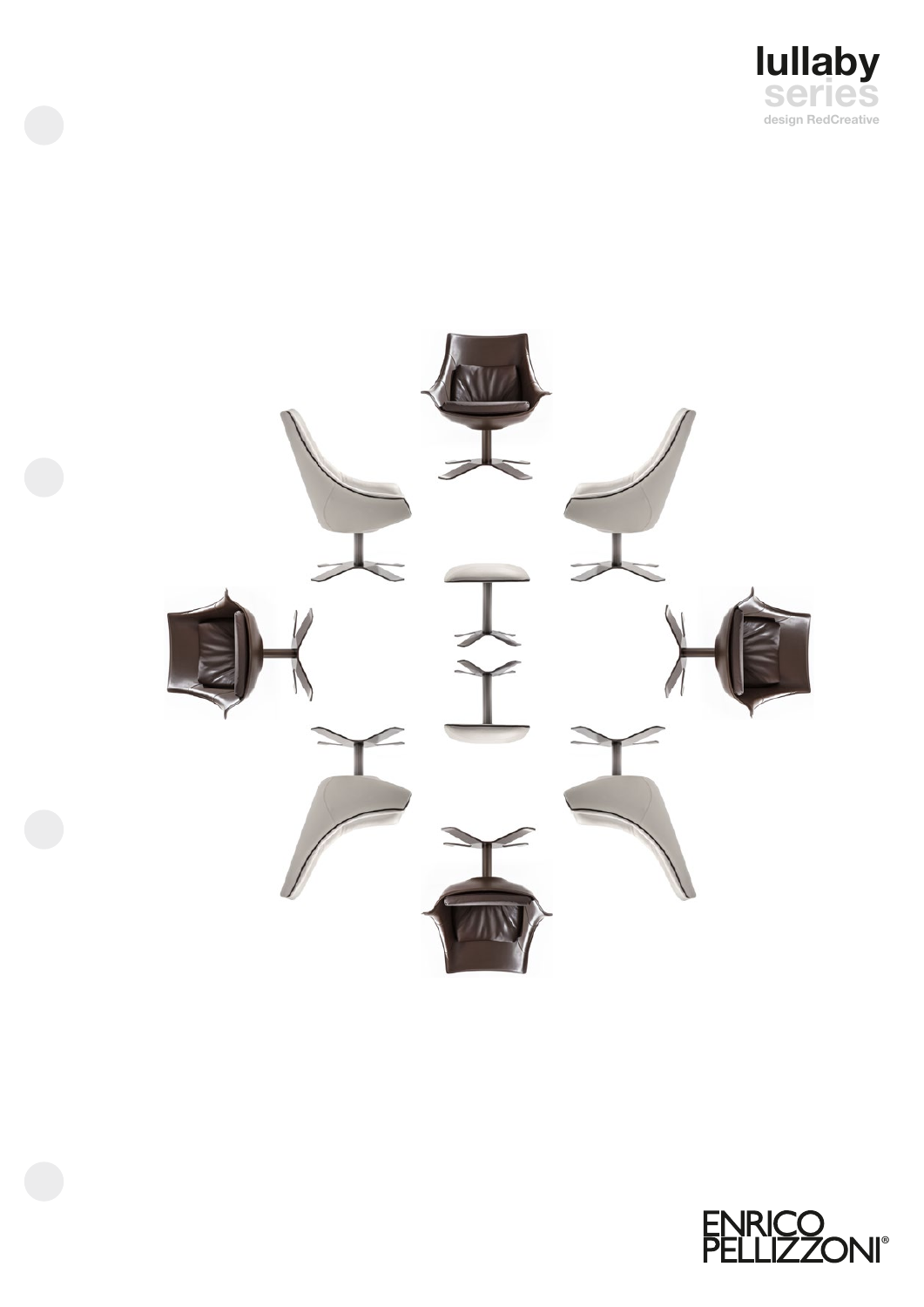# lullaby series

design RedCreative

ENRICO PELLIZZONI®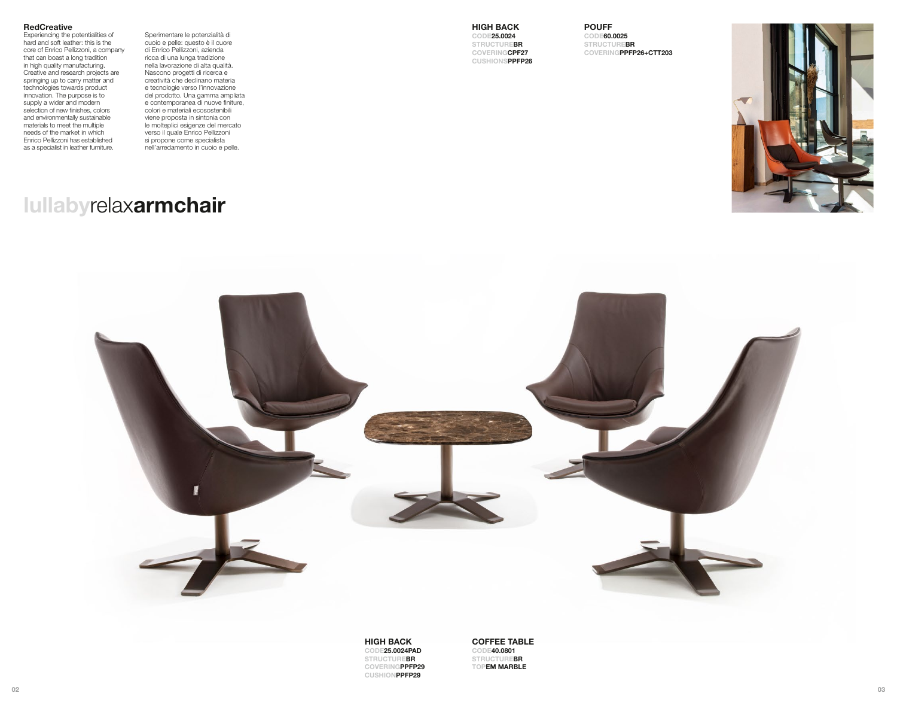**RedCreative**

Experiencing the potentialities of hard and soft leather: this is the core of Enrico Pellizzoni, a company that can boast a long tradition in high quality manufacturing. Creative and research projects are springing up to carry matter and technologies towards product innovation. The purpose is to supply a wider and modern selection of new finishes, colors and environmentally sustainable materials to meet the multiple needs of the market in which Enrico Pellizzoni has established as a specialist in leather furniture.

Sperimentare le potenzialità di cuoio e pelle: questo è il cuore di Enrico Pellizzoni, azienda ricca di una lunga tradizione nella lavorazione di alta qualità. Nascono progetti di ricerca e creatività che declinano materia e tecnologie verso l'innovazione del prodotto. Una gamma ampliata e contemporanea di nuove finiture, colori e materiali ecosostenibili viene proposta in sintonia con le molteplici esigenze del mercato verso il quale Enrico Pellizzoni si propone come specialista nell'arredamento in cuoio e pelle.

# lullabyrelax**armchair**

**HIGH BACK**
CODE **25.0024**
STRUCTURE **BR**
COVERING **CPF27**
CUSHIONS **PPFP26**

**POUFF**
CODE **60.0025**
STRUCTURE **BR**
COVERING **PPFP26+CTT203**

**HIGH BACK**
CODE **25.0024PAD**
STRUCTURE **BR**
COVERING **PPFP29**
CUSHION **PPFP29**

**COFFEE TABLE**
CODE **40.0801**
STRUCTURE **BR**
TOP **EM MARBLE**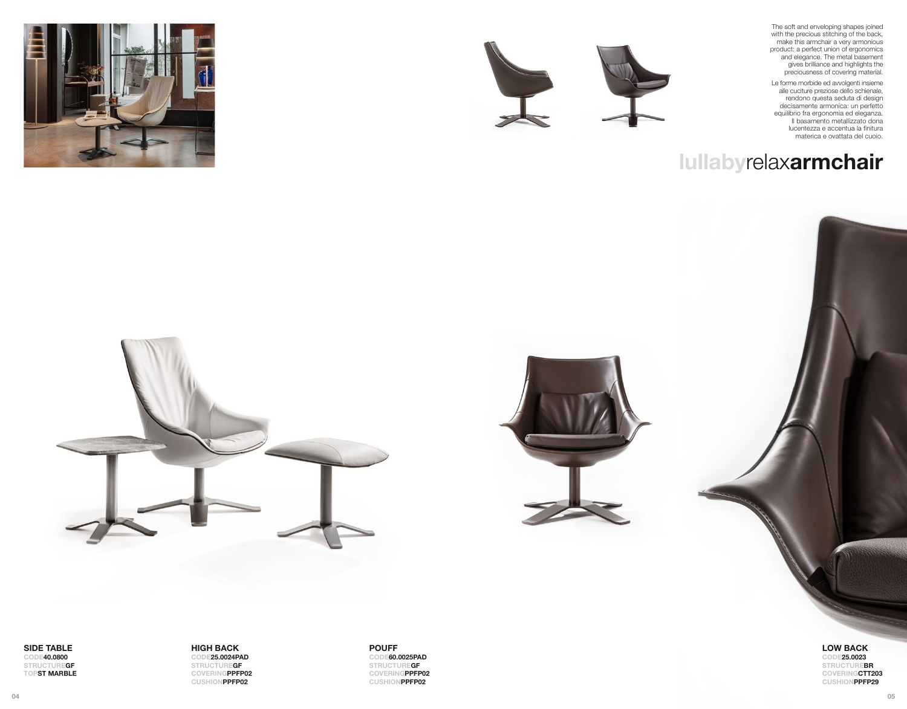The soft and enveloping shapes joined with the precious stitching of the back, make this armchair a very armonious product: a perfect union of ergonomics and elegance. The metal basement gives brilliance and highlights the preciousness of covering material.

Le forme morbide ed avvolgenti insieme alle cuciture preziose dello schienale, rendono questa seduta di design decisamente armonica: un perfetto equilibrio fra ergonomia ed eleganza. Il basamento metallizzato dona lucentezza e accentua la finitura materica e ovattata del cuoio.

# lullabyrelax**armchair**

**SIDE TABLE**
CODE **40.0800**
STRUCTURE **GF**
TOP **ST MARBLE**

**HIGH BACK**
CODE **25.0024PAD**
STRUCTURE **GF**
COVERING **PPFP02**
CUSHION **PPFP02**

**POUFF**
CODE **60.0025PAD**
STRUCTURE **GF**
COVERING **PPFP02**
CUSHION **PPFP02**

**LOW BACK**
CODE **25.0023**
STRUCTURE **BR**
COVERING **CTT203**
CUSHION **PPFP29**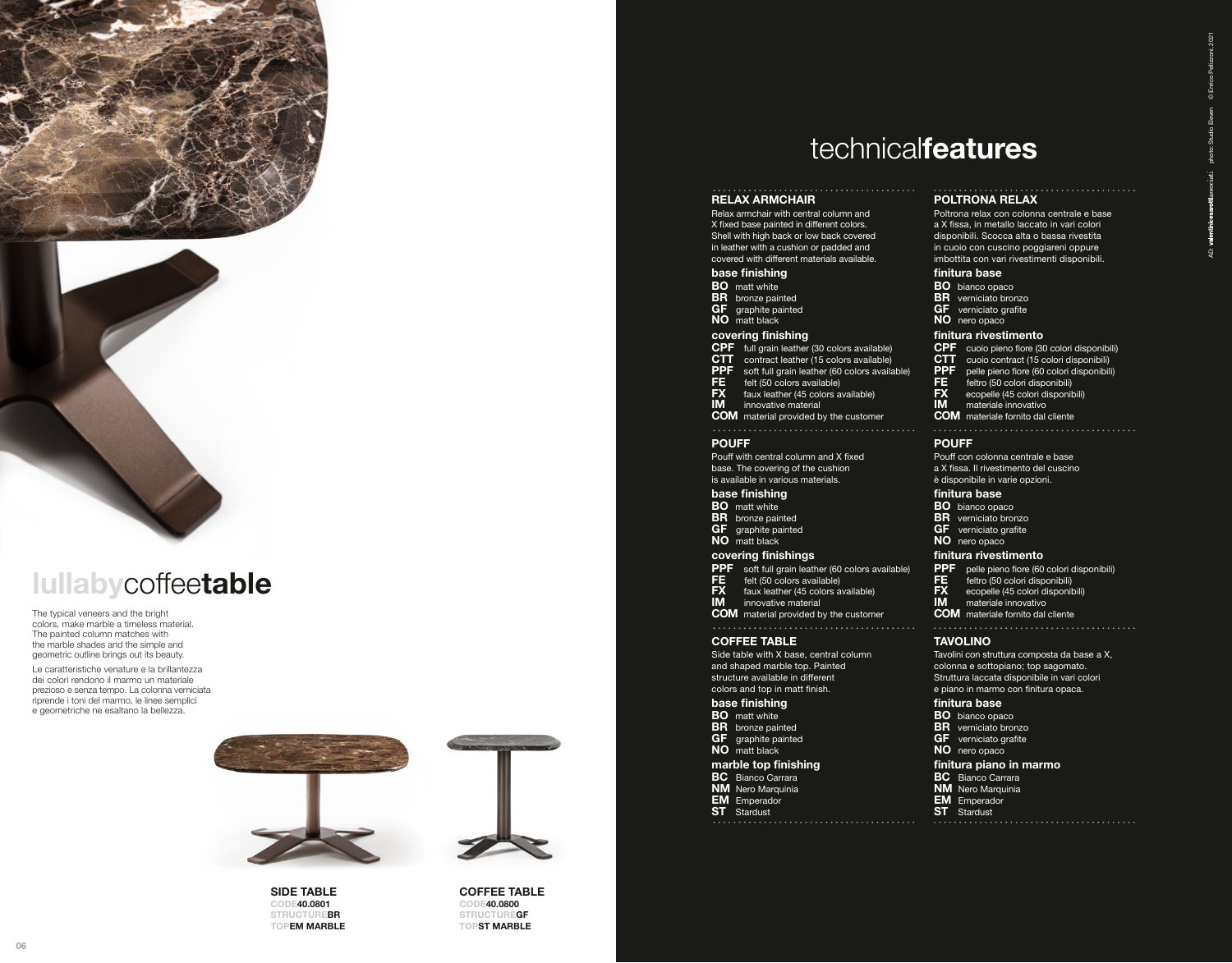## **lullaby**coffee**table**

The typical veneers and the bright colors, make marble a timeless material. The painted column matches with the marble shades and the simple and geometric outline brings out its beauty.

Le caratteristiche venature e la brillantezza dei colori rendono il marmo un materiale prezioso e senza tempo. La colonna verniciata riprende i toni del marmo, le linee semplici e geometriche ne esaltano la bellezza.

**SIDE TABLE**
CODE **40.0801**
STRUCTURE **BR**
TOP **EM MARBLE**

**COFFEE TABLE**
CODE **40.0800**
STRUCTURE **GF**
TOP **ST MARBLE**

# technical**features**

### RELAX ARMCHAIR

Relax armchair with central column and X fixed base painted in different colors. Shell with high back or low back covered in leather with a cushion or padded and covered with different materials available.

**base finishing**

- **BO** matt white
- **BR** bronze painted
- **GF** graphite painted
- **NO** matt black

**covering finishing**

- **CPF** full grain leather (30 colors available)
- **CTT** contract leather (15 colors available)
- **PPF** soft full grain leather (60 colors available)
- **FE** felt (50 colors available)
- **FX** faux leather (45 colors available)
- **IM** innovative material
- **COM** material provided by the customer

### POUFF

Pouff with central column and X fixed base. The covering of the cushion is available in various materials.

**base finishing**

- **BO** matt white
- **BR** bronze painted
- **GF** graphite painted
- **NO** matt black

**covering finishings**

- **PPF** soft full grain leather (60 colors available)
- **FE** felt (50 colors available)
- **FX** faux leather (45 colors available)
- **IM** innovative material
- **COM** material provided by the customer

### COFFEE TABLE

Side table with X base, central column and shaped marble top. Painted structure available in different colors and top in matt finish.

**base finishing**

- **BO** matt white
- **BR** bronze painted
- **GF** graphite painted
- **NO** matt black

**marble top finishing**

- **BC** Bianco Carrara
- **NM** Nero Marquinia
- **EM** Emperador
- **ST** Stardust

### POLTRONA RELAX

Poltrona relax con colonna centrale e base a X fissa, in metallo laccato in vari colori disponibili. Scocca alta o bassa rivestita in cuoio con cuscino poggiareni oppure imbottita con vari rivestimenti disponibili.

**finitura base**

- **BO** bianco opaco
- **BR** verniciato bronzo
- **GF** verniciato grafite
- **NO** nero opaco

**finitura rivestimento**

- **CPF** cuoio pieno fiore (30 colori disponibili)
- **CTT** cuoio contract (15 colori disponibili)
- **PPF** pelle pieno fiore (60 colori disponibili)
- **FE** feltro (50 colori disponibili)
- **FX** ecopelle (45 colori disponibili)
- **IM** materiale innovativo
- **COM** materiale fornito dal cliente

### POUFF

Pouff con colonna centrale e base a X fissa. Il rivestimento del cuscino è disponibile in varie opzioni.

**finitura base**

- **BO** bianco opaco
- **BR** verniciato bronzo
- **GF** verniciato grafite
- **NO** nero opaco

**finitura rivestimento**

- **PPF** pelle pieno fiore (60 colori disponibili)
- **FE** feltro (50 colori disponibili)
- **FX** ecopelle (45 colori disponibili)
- **IM** materiale innovativo
- **COM** materiale fornito dal cliente

### TAVOLINO

Tavolini con struttura composta da base a X, colonna e sottopiano; top sagomato. Struttura laccata disponibile in vari colori e piano in marmo con finitura opaca.

**finitura base**

- **BO** bianco opaco
- **BR** verniciato bronzo
- **GF** verniciato grafite
- **NO** nero opaco

**finitura piano in marmo**

- **BC** Bianco Carrara
- **NM** Nero Marquinia
- **EM** Emperador
- **ST** Stardust

AD: valentinicesarottiassociati   photo: Studio Eleven   © Enrico Pellizzoni 2021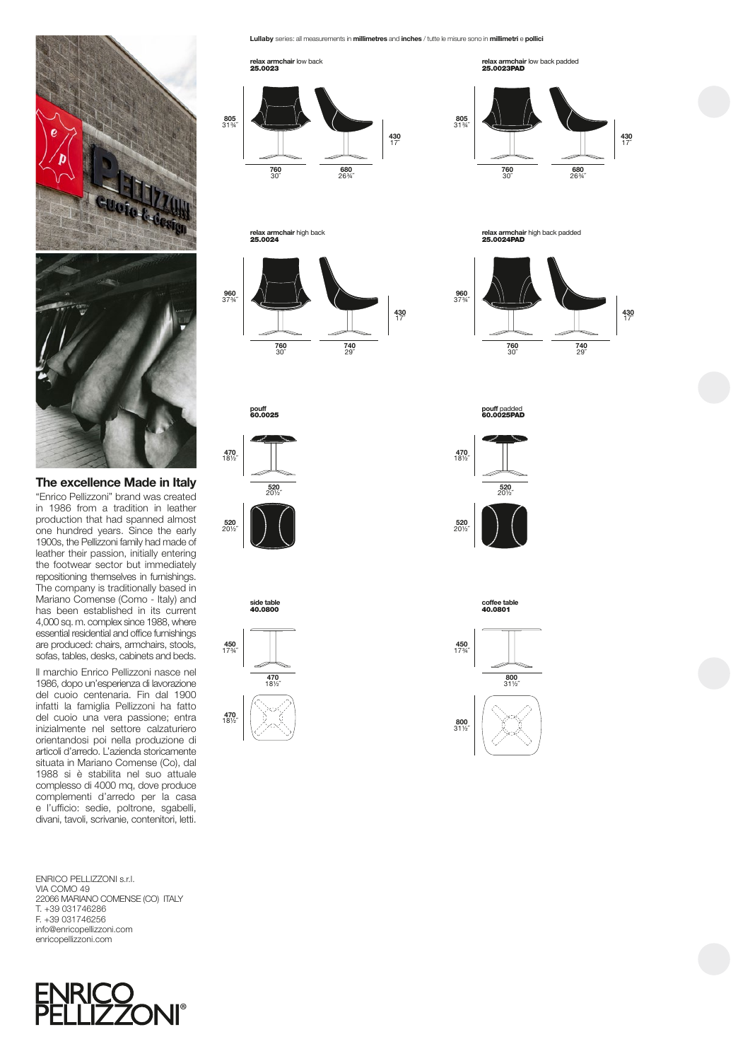**Lullaby** series: all measurements in **millimetres** and **inches** / tutte le misure sono in **millimetri** e **pollici**

**relax armchair** low back
**25.0023**

805
31¾"
430
17"
760
30"
680
26¾"

**relax armchair** low back padded
**25.0023PAD**

805
31¾"
430
17"
760
30"
680
26¾"

**relax armchair** high back
**25.0024**

960
37¾"
430
17"
760
30"
740
29"

**relax armchair** high back padded
**25.0024PAD**

960
37¾"
430
17"
760
30"
740
29"

**pouff**
**60.0025**

470
18½"
520
20½"
520
20½"

**pouff** padded
**60.0025PAD**

470
18½"
520
20½"
520
20½"

**side table**
**40.0800**

450
17¾"
470
18½"
470
18½"

**coffee table**
**40.0801**

450
17¾"
800
31½"
800
31½"

## The excellence Made in Italy

"Enrico Pellizzoni" brand was created in 1986 from a tradition in leather production that had spanned almost one hundred years. Since the early 1900s, the Pellizzoni family had made of leather their passion, initially entering the footwear sector but immediately repositioning themselves in furnishings. The company is traditionally based in Mariano Comense (Como - Italy) and has been established in its current 4,000 sq. m. complex since 1988, where essential residential and office furnishings are produced: chairs, armchairs, stools, sofas, tables, desks, cabinets and beds.

Il marchio Enrico Pellizzoni nasce nel 1986, dopo un'esperienza di lavorazione del cuoio centenaria. Fin dal 1900 infatti la famiglia Pellizzoni ha fatto del cuoio una vera passione; entra inizialmente nel settore calzaturiero orientandosi poi nella produzione di articoli d'arredo. L'azienda storicamente situata in Mariano Comense (Co), dal 1988 si è stabilita nel suo attuale complesso di 4000 mq, dove produce complementi d'arredo per la casa e l'ufficio: sedie, poltrone, sgabelli, divani, tavoli, scrivanie, contenitori, letti.

ENRICO PELLIZZONI s.r.l.
VIA COMO 49
22066 MARIANO COMENSE (CO) ITALY
T. +39 031746286
F. +39 031746256
info@enricopellizzoni.com
enricopellizzoni.com

ENRICO PELLIZZONI®